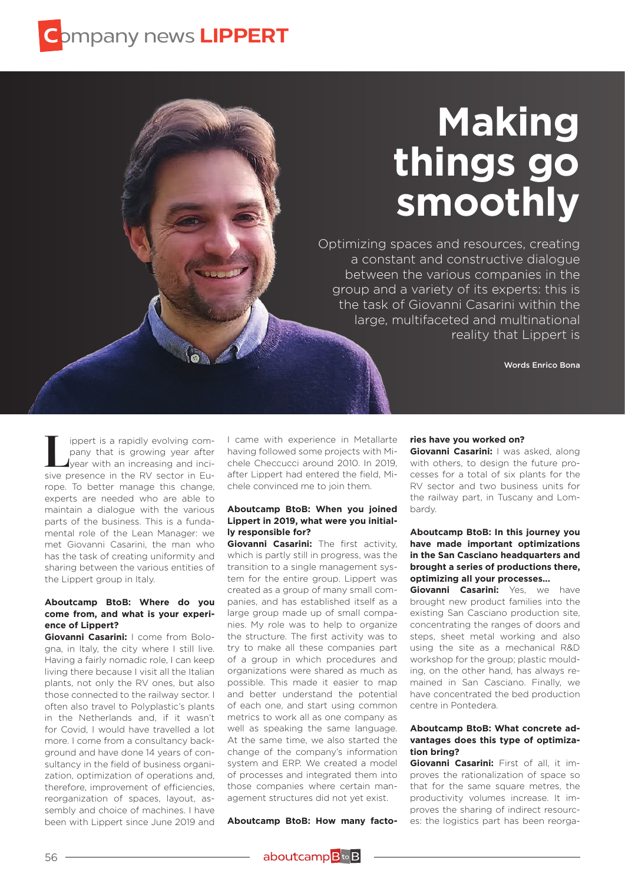# Making things go smoothly

Optimizing spaces and resources, creating a constant and constructive dialogue between the various companies in the group and a variety of its experts: this is the task of Giovanni Casarini within the large, multifaceted and multinational reality that Lippert is

Words Enrico Bona

Lippert is a rapidly evolving company that is growing year after year with an increasing and incisive presence in the RV sector in Europe. To better manage this change, experts are needed who are able to maintain a dialogue with the various parts of the business. This is a fundamental role of the Lean Manager: we met Giovanni Casarini, the man who has the task of creating uniformity and sharing between the various entities of the Lippert group in Italy.

**Aboutcamp BtoB: Where do you come from, and what is your experience of Lippert?**

**Giovanni Casarini:** I come from Bologna, in Italy, the city where I still live. Having a fairly nomadic role, I can keep living there because I visit all the Italian plants, not only the RV ones, but also those connected to the railway sector. I often also travel to Polyplastic's plants in the Netherlands and, if it wasn't for Covid, I would have travelled a lot more. I come from a consultancy background and have done 14 years of consultancy in the field of business organization, optimization of operations and, therefore, improvement of efficiencies, reorganization of spaces, layout, assembly and choice of machines. I have been with Lippert since June 2019 and I came with experience in Metallarte having followed some projects with Michele Checcucci around 2010. In 2019, after Lippert had entered the field, Michele convinced me to join them.

**Aboutcamp BtoB: When you joined Lippert in 2019, what were you initially responsible for?**

**Giovanni Casarini:** The first activity, which is partly still in progress, was the transition to a single management system for the entire group. Lippert was created as a group of many small companies, and has established itself as a large group made up of small companies. My role was to help to organize the structure. The first activity was to try to make all these companies part of a group in which procedures and organizations were shared as much as possible. This made it easier to map and better understand the potential of each one, and start using common metrics to work all as one company as well as speaking the same language. At the same time, we also started the change of the company's information system and ERP. We created a model of processes and integrated them into those companies where certain management structures did not yet exist.

**Aboutcamp BtoB: How many factories have you worked on?**

**Giovanni Casarini:** I was asked, along with others, to design the future processes for a total of six plants for the RV sector and two business units for the railway part, in Tuscany and Lombardy.

**Aboutcamp BtoB: In this journey you have made important optimizations in the San Casciano headquarters and brought a series of productions there, optimizing all your processes…**

**Giovanni Casarini:** Yes, we have brought new product families into the existing San Casciano production site, concentrating the ranges of doors and steps, sheet metal working and also using the site as a mechanical R&D workshop for the group; plastic moulding, on the other hand, has always remained in San Casciano. Finally, we have concentrated the bed production centre in Pontedera.

**Aboutcamp BtoB: What concrete advantages does this type of optimization bring?**

**Giovanni Casarini:** First of all, it improves the rationalization of space so that for the same square metres, the productivity volumes increase. It improves the sharing of indirect resources: the logistics part has been reorga-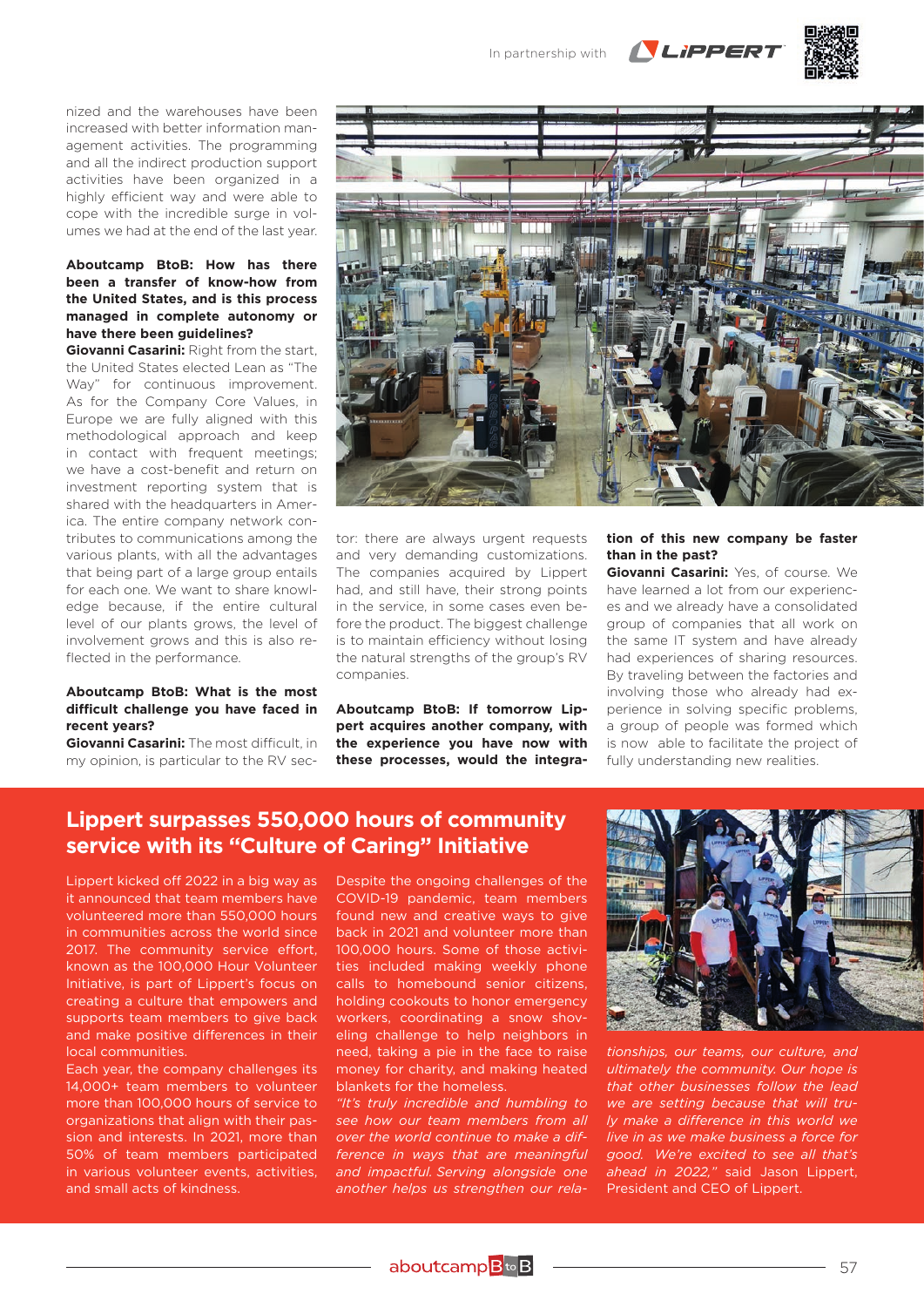nized and the warehouses have been increased with better information management activities. The programming and all the indirect production support activities have been organized in a highly efficient way and were able to cope with the incredible surge in volumes we had at the end of the last year.

**Aboutcamp BtoB: How has there been a transfer of know-how from the United States, and is this process managed in complete autonomy or have there been guidelines?**
**Giovanni Casarini:** Right from the start, the United States elected Lean as "The Way" for continuous improvement. As for the Company Core Values, in Europe we are fully aligned with this methodological approach and keep in contact with frequent meetings; we have a cost-benefit and return on investment reporting system that is shared with the headquarters in America. The entire company network contributes to communications among the various plants, with all the advantages that being part of a large group entails for each one. We want to share knowledge because, if the entire cultural level of our plants grows, the level of involvement grows and this is also reflected in the performance.

**Aboutcamp BtoB: What is the most difficult challenge you have faced in recent years?**
**Giovanni Casarini:** The most difficult, in my opinion, is particular to the RV sector: there are always urgent requests and very demanding customizations. The companies acquired by Lippert had, and still have, their strong points in the service, in some cases even before the product. The biggest challenge is to maintain efficiency without losing the natural strengths of the group's RV companies.

**Aboutcamp BtoB: If tomorrow Lippert acquires another company, with the experience you have now with these processes, would the integration of this new company be faster than in the past?**
**Giovanni Casarini:** Yes, of course. We have learned a lot from our experiences and we already have a consolidated group of companies that all work on the same IT system and have already had experiences of sharing resources. By traveling between the factories and involving those who already had experience in solving specific problems, a group of people was formed which is now able to facilitate the project of fully understanding new realities.

## Lippert surpasses 550,000 hours of community service with its "Culture of Caring" Initiative

Lippert kicked off 2022 in a big way as it announced that team members have volunteered more than 550,000 hours in communities across the world since 2017. The community service effort, known as the 100,000 Hour Volunteer Initiative, is part of Lippert's focus on creating a culture that empowers and supports team members to give back and make positive differences in their local communities.

Each year, the company challenges its 14,000+ team members to volunteer more than 100,000 hours of service to organizations that align with their passion and interests. In 2021, more than 50% of team members participated in various volunteer events, activities, and small acts of kindness.

Despite the ongoing challenges of the COVID-19 pandemic, team members found new and creative ways to give back in 2021 and volunteer more than 100,000 hours. Some of those activities included making weekly phone calls to homebound senior citizens, holding cookouts to honor emergency workers, coordinating a snow shoveling challenge to help neighbors in need, taking a pie in the face to raise money for charity, and making heated blankets for the homeless.

*"It's truly incredible and humbling to see how our team members from all over the world continue to make a difference in ways that are meaningful and impactful. Serving alongside one another helps us strengthen our relationships, our teams, our culture, and ultimately the community. Our hope is that other businesses follow the lead we are setting because that will truly make a difference in this world we live in as we make business a force for good. We're excited to see all that's ahead in 2022,"* said Jason Lippert, President and CEO of Lippert.